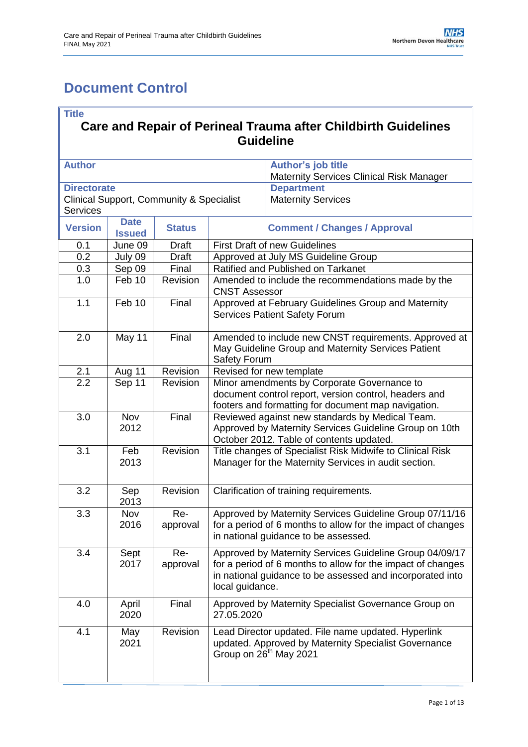# Document Control

| | | | |
|---|---|---|---|
| **Title**<br>**Care and Repair of Perineal Trauma after Childbirth Guidelines Guideline** | | | |
| **Author** | | **Author's job title**<br>Maternity Services Clinical Risk Manager | |
| **Directorate**<br>Clinical Support, Community & Specialist Services | | **Department**<br>Maternity Services | |
| **Version** | **Date Issued** | **Status** | **Comment / Changes / Approval** |
| 0.1 | June 09 | Draft | First Draft of new Guidelines |
| 0.2 | July 09 | Draft | Approved at July MS Guideline Group |
| 0.3 | Sep 09 | Final | Ratified and Published on Tarkanet |
| 1.0 | Feb 10 | Revision | Amended to include the recommendations made by the CNST Assessor |
| 1.1 | Feb 10 | Final | Approved at February Guidelines Group and Maternity Services Patient Safety Forum |
| 2.0 | May 11 | Final | Amended to include new CNST requirements. Approved at May Guideline Group and Maternity Services Patient Safety Forum |
| 2.1 | Aug 11 | Revision | Revised for new template |
| 2.2 | Sep 11 | Revision | Minor amendments by Corporate Governance to document control report, version control, headers and footers and formatting for document map navigation. |
| 3.0 | Nov 2012 | Final | Reviewed against new standards by Medical Team. Approved by Maternity Services Guideline Group on 10th October 2012. Table of contents updated. |
| 3.1 | Feb 2013 | Revision | Title changes of Specialist Risk Midwife to Clinical Risk Manager for the Maternity Services in audit section. |
| 3.2 | Sep 2013 | Revision | Clarification of training requirements. |
| 3.3 | Nov 2016 | Re-approval | Approved by Maternity Services Guideline Group 07/11/16 for a period of 6 months to allow for the impact of changes in national guidance to be assessed. |
| 3.4 | Sept 2017 | Re-approval | Approved by Maternity Services Guideline Group 04/09/17 for a period of 6 months to allow for the impact of changes in national guidance to be assessed and incorporated into local guidance. |
| 4.0 | April 2020 | Final | Approved by Maternity Specialist Governance Group on 27.05.2020 |
| 4.1 | May 2021 | Revision | Lead Director updated. File name updated. Hyperlink updated. Approved by Maternity Specialist Governance Group on 26th May 2021 |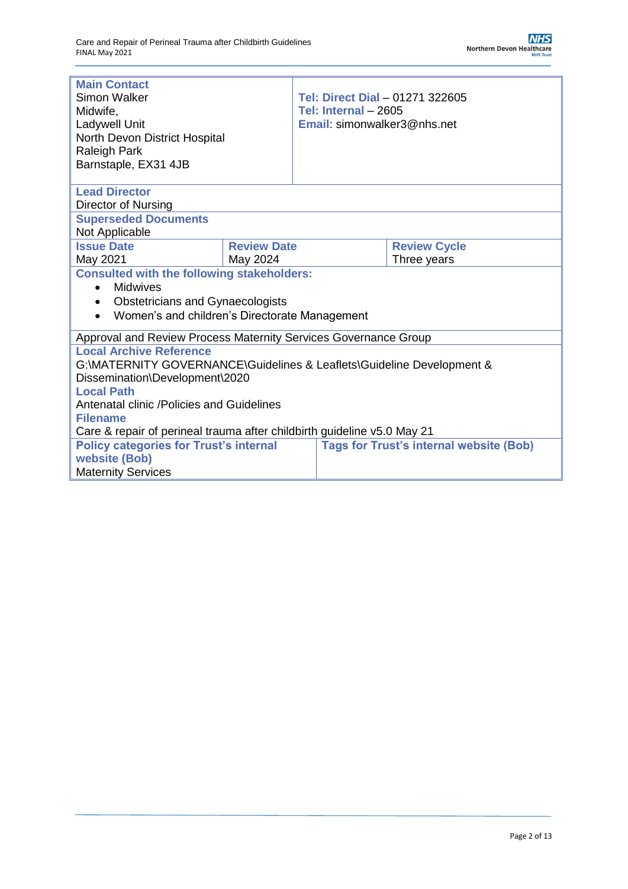| | |
|---|---|
| **Main Contact**<br>Simon Walker<br>Midwife,<br>Ladywell Unit<br>North Devon District Hospital<br>Raleigh Park<br>Barnstaple, EX31 4JB | **Tel: Direct Dial** – 01271 322605<br>**Tel: Internal** – 2605<br>**Email**: simonwalker3@nhs.net |

**Lead Director**
Director of Nursing

**Superseded Documents**
Not Applicable

| Issue Date | Review Date | Review Cycle |
|---|---|---|
| May 2021 | May 2024 | Three years |

**Consulted with the following stakeholders:**

- Midwives
- Obstetricians and Gynaecologists
- Women's and children's Directorate Management

Approval and Review Process Maternity Services Governance Group

**Local Archive Reference**
G:\MATERNITY GOVERNANCE\Guidelines & Leaflets\Guideline Development & Dissemination\Development\2020

**Local Path**
Antenatal clinic /Policies and Guidelines

**Filename**
Care & repair of perineal trauma after childbirth guideline v5.0 May 21

| Policy categories for Trust's internal website (Bob) | Tags for Trust's internal website (Bob) |
|---|---|
| Maternity Services | |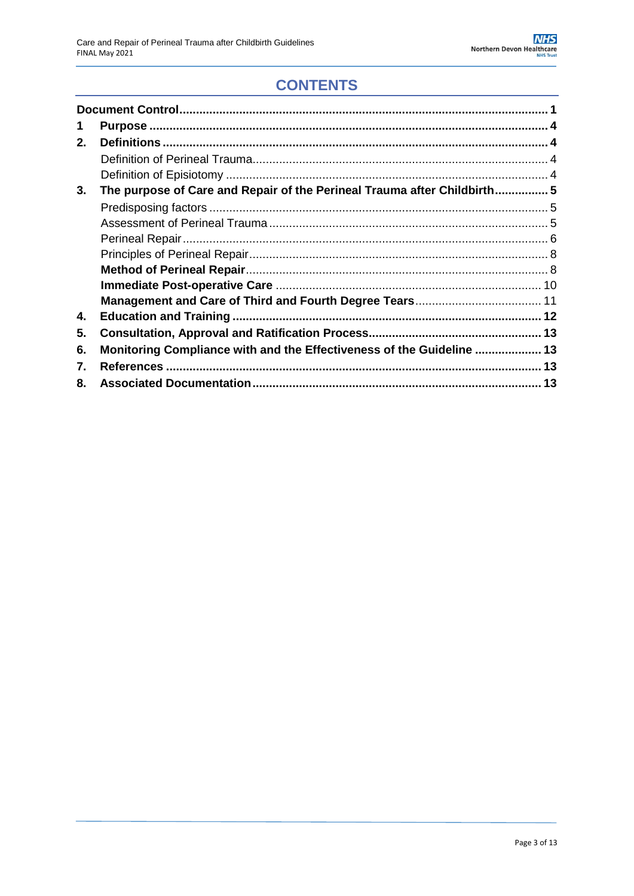# CONTENTS

**Document Control** .......... **1**

1 **Purpose** .......... **4**

2. **Definitions** .......... **4**

   Definition of Perineal Trauma .......... 4

   Definition of Episiotomy .......... 4

3. **The purpose of Care and Repair of the Perineal Trauma after Childbirth** .......... **5**

   Predisposing factors .......... 5

   Assessment of Perineal Trauma .......... 5

   Perineal Repair .......... 6

   Principles of Perineal Repair .......... 8

   **Method of Perineal Repair** .......... 8

   **Immediate Post-operative Care** .......... 10

   **Management and Care of Third and Fourth Degree Tears** .......... 11

4. **Education and Training** .......... **12**

5. **Consultation, Approval and Ratification Process** .......... **13**

6. **Monitoring Compliance with and the Effectiveness of the Guideline** .......... **13**

7. **References** .......... **13**

8. **Associated Documentation** .......... **13**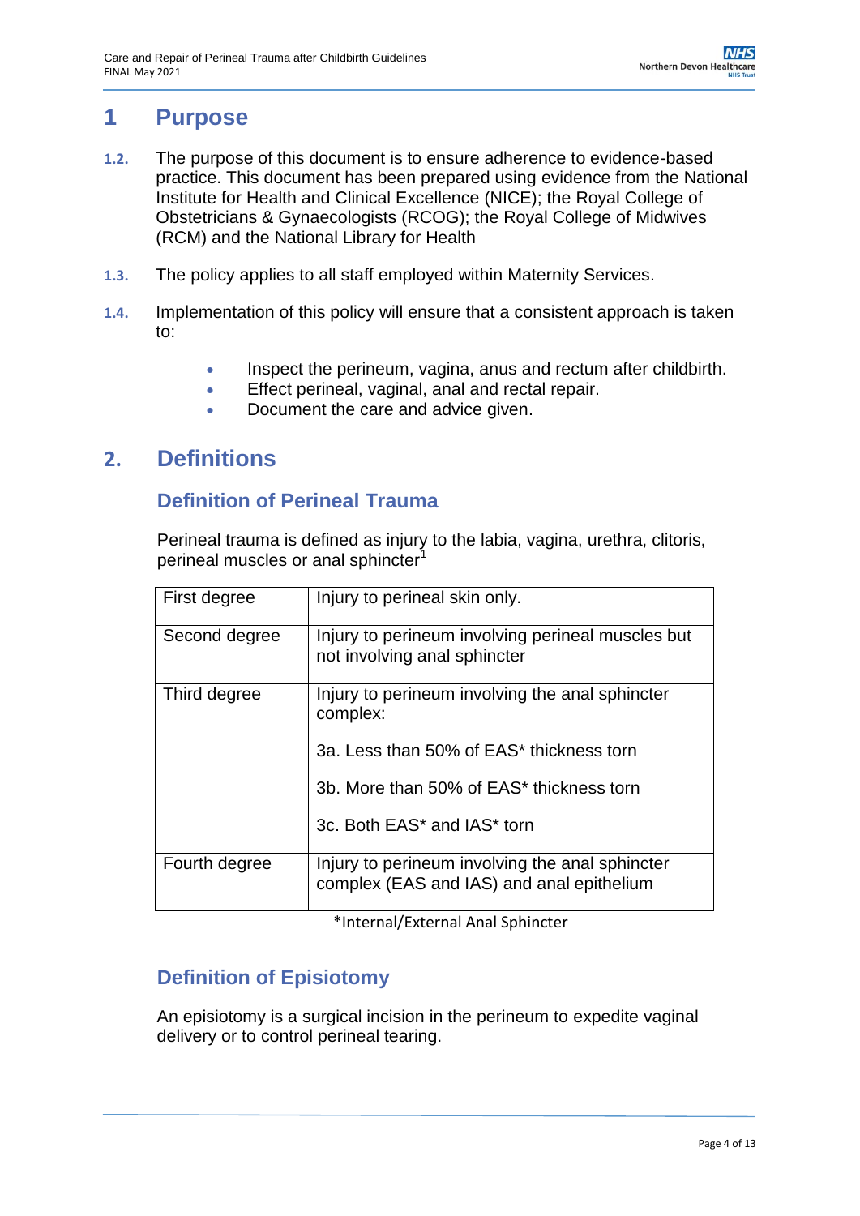# 1 Purpose

1.2. The purpose of this document is to ensure adherence to evidence-based practice. This document has been prepared using evidence from the National Institute for Health and Clinical Excellence (NICE); the Royal College of Obstetricians & Gynaecologists (RCOG); the Royal College of Midwives (RCM) and the National Library for Health

1.3. The policy applies to all staff employed within Maternity Services.

1.4. Implementation of this policy will ensure that a consistent approach is taken to:

- Inspect the perineum, vagina, anus and rectum after childbirth.
- Effect perineal, vaginal, anal and rectal repair.
- Document the care and advice given.

# 2. Definitions

## Definition of Perineal Trauma

Perineal trauma is defined as injury to the labia, vagina, urethra, clitoris, perineal muscles or anal sphincter[1]

| | |
|---|---|
| First degree | Injury to perineal skin only. |
| Second degree | Injury to perineum involving perineal muscles but not involving anal sphincter |
| Third degree | Injury to perineum involving the anal sphincter complex:<br><br>3a. Less than 50% of EAS* thickness torn<br><br>3b. More than 50% of EAS* thickness torn<br><br>3c. Both EAS* and IAS* torn |
| Fourth degree | Injury to perineum involving the anal sphincter complex (EAS and IAS) and anal epithelium |

*Internal/External Anal Sphincter

## Definition of Episiotomy

An episiotomy is a surgical incision in the perineum to expedite vaginal delivery or to control perineal tearing.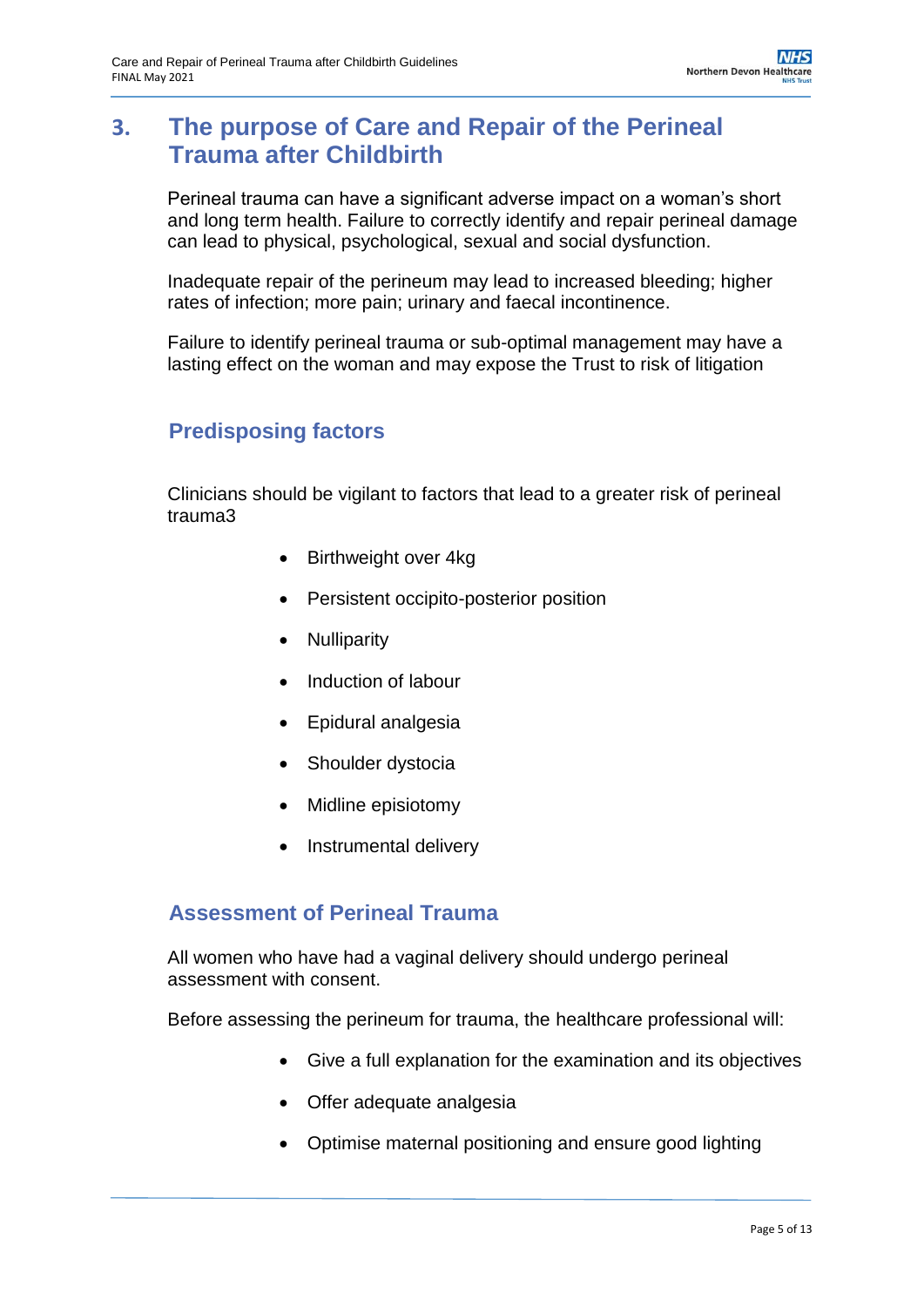## 3. The purpose of Care and Repair of the Perineal Trauma after Childbirth

Perineal trauma can have a significant adverse impact on a woman's short and long term health. Failure to correctly identify and repair perineal damage can lead to physical, psychological, sexual and social dysfunction.

Inadequate repair of the perineum may lead to increased bleeding; higher rates of infection; more pain; urinary and faecal incontinence.

Failure to identify perineal trauma or sub-optimal management may have a lasting effect on the woman and may expose the Trust to risk of litigation

### Predisposing factors

Clinicians should be vigilant to factors that lead to a greater risk of perineal trauma3

- Birthweight over 4kg
- Persistent occipito-posterior position
- Nulliparity
- Induction of labour
- Epidural analgesia
- Shoulder dystocia
- Midline episiotomy
- Instrumental delivery

### Assessment of Perineal Trauma

All women who have had a vaginal delivery should undergo perineal assessment with consent.

Before assessing the perineum for trauma, the healthcare professional will:

- Give a full explanation for the examination and its objectives
- Offer adequate analgesia
- Optimise maternal positioning and ensure good lighting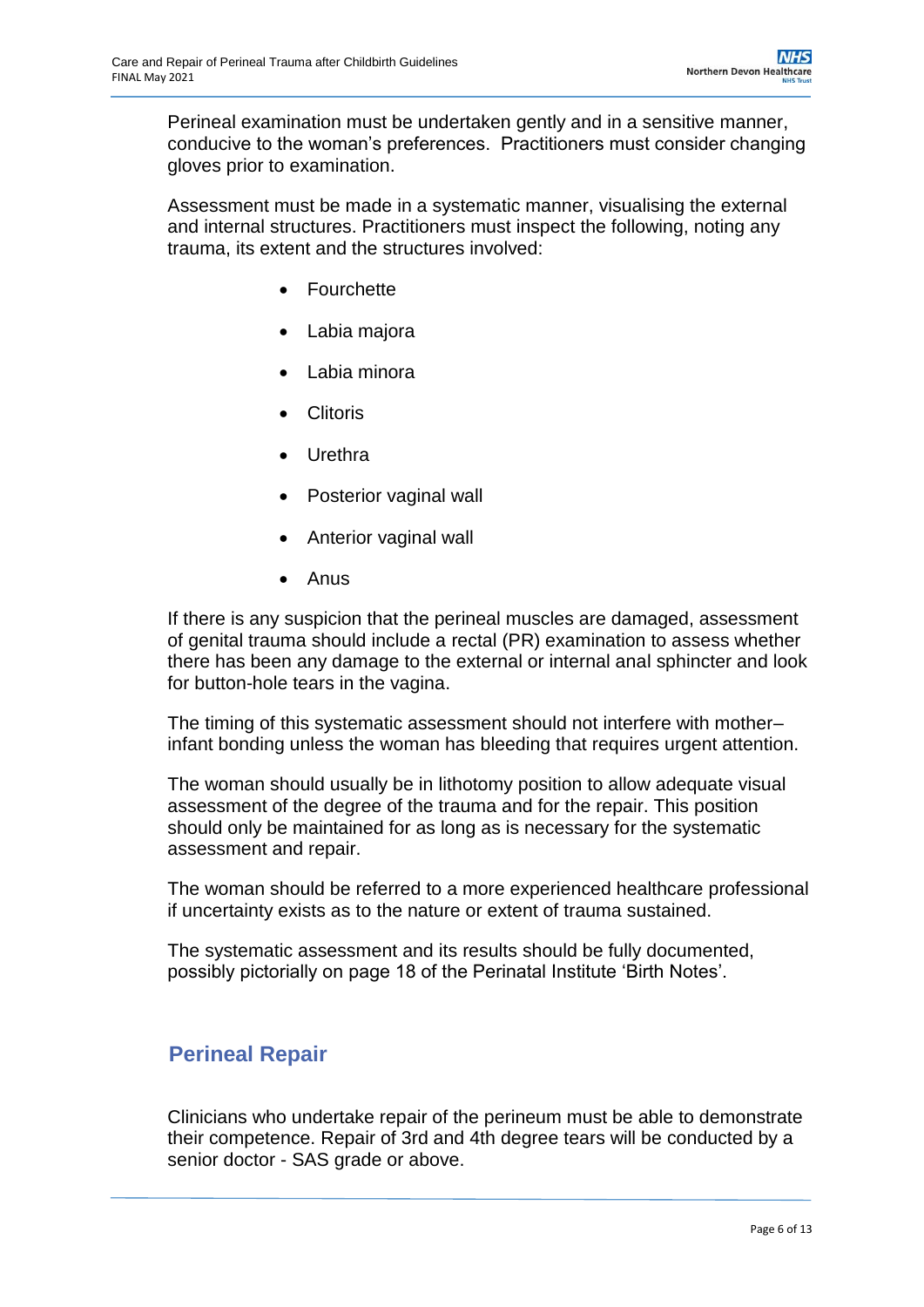Perineal examination must be undertaken gently and in a sensitive manner, conducive to the woman's preferences. Practitioners must consider changing gloves prior to examination.

Assessment must be made in a systematic manner, visualising the external and internal structures. Practitioners must inspect the following, noting any trauma, its extent and the structures involved:

- Fourchette
- Labia majora
- Labia minora
- Clitoris
- Urethra
- Posterior vaginal wall
- Anterior vaginal wall
- Anus

If there is any suspicion that the perineal muscles are damaged, assessment of genital trauma should include a rectal (PR) examination to assess whether there has been any damage to the external or internal anal sphincter and look for button-hole tears in the vagina.

The timing of this systematic assessment should not interfere with mother–infant bonding unless the woman has bleeding that requires urgent attention.

The woman should usually be in lithotomy position to allow adequate visual assessment of the degree of the trauma and for the repair. This position should only be maintained for as long as is necessary for the systematic assessment and repair.

The woman should be referred to a more experienced healthcare professional if uncertainty exists as to the nature or extent of trauma sustained.

The systematic assessment and its results should be fully documented, possibly pictorially on page 18 of the Perinatal Institute 'Birth Notes'.

## Perineal Repair

Clinicians who undertake repair of the perineum must be able to demonstrate their competence. Repair of 3rd and 4th degree tears will be conducted by a senior doctor - SAS grade or above.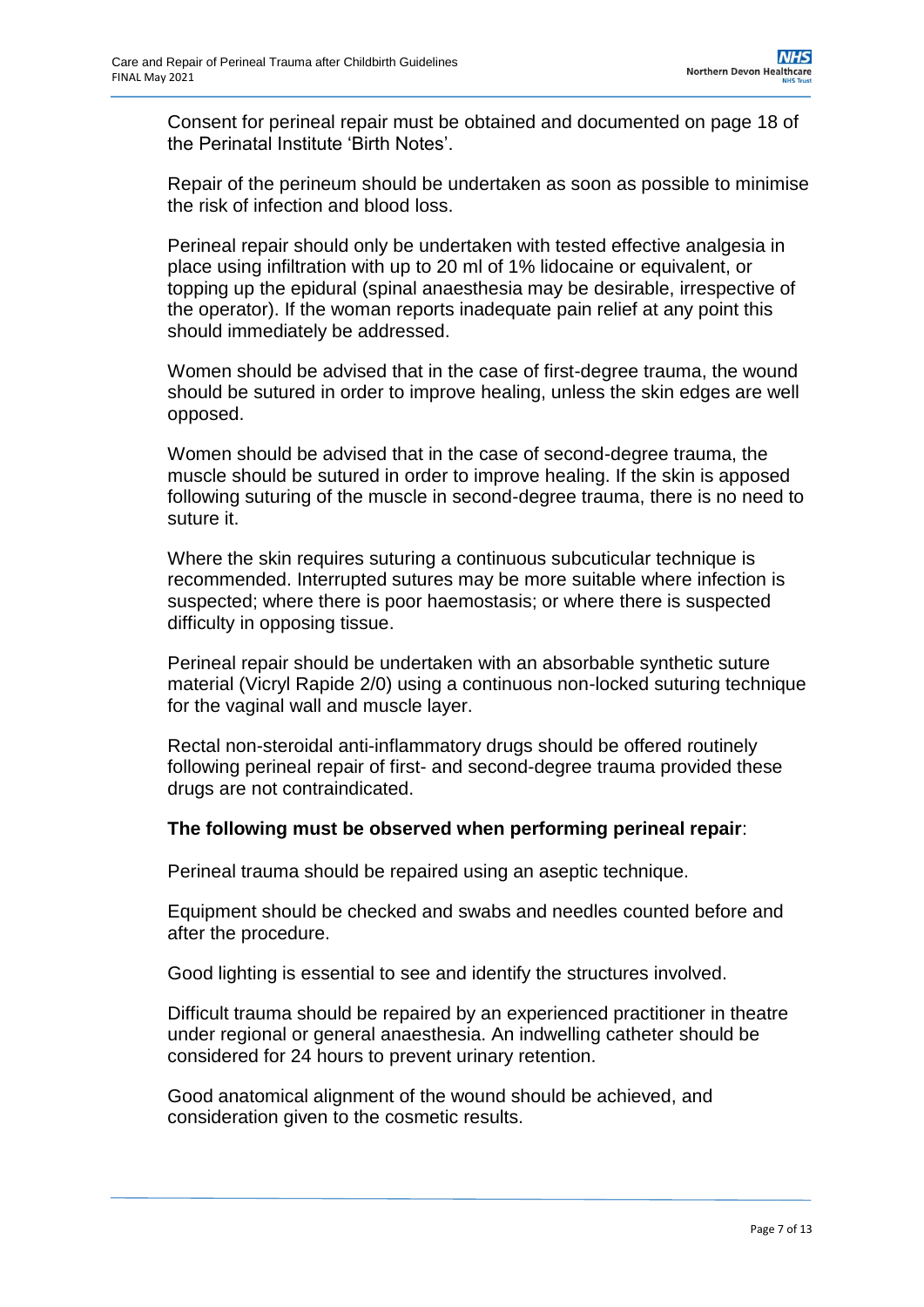Consent for perineal repair must be obtained and documented on page 18 of the Perinatal Institute 'Birth Notes'.

Repair of the perineum should be undertaken as soon as possible to minimise the risk of infection and blood loss.

Perineal repair should only be undertaken with tested effective analgesia in place using infiltration with up to 20 ml of 1% lidocaine or equivalent, or topping up the epidural (spinal anaesthesia may be desirable, irrespective of the operator). If the woman reports inadequate pain relief at any point this should immediately be addressed.

Women should be advised that in the case of first-degree trauma, the wound should be sutured in order to improve healing, unless the skin edges are well opposed.

Women should be advised that in the case of second-degree trauma, the muscle should be sutured in order to improve healing. If the skin is apposed following suturing of the muscle in second-degree trauma, there is no need to suture it.

Where the skin requires suturing a continuous subcuticular technique is recommended. Interrupted sutures may be more suitable where infection is suspected; where there is poor haemostasis; or where there is suspected difficulty in opposing tissue.

Perineal repair should be undertaken with an absorbable synthetic suture material (Vicryl Rapide 2/0) using a continuous non-locked suturing technique for the vaginal wall and muscle layer.

Rectal non-steroidal anti-inflammatory drugs should be offered routinely following perineal repair of first- and second-degree trauma provided these drugs are not contraindicated.

**The following must be observed when performing perineal repair**:

Perineal trauma should be repaired using an aseptic technique.

Equipment should be checked and swabs and needles counted before and after the procedure.

Good lighting is essential to see and identify the structures involved.

Difficult trauma should be repaired by an experienced practitioner in theatre under regional or general anaesthesia. An indwelling catheter should be considered for 24 hours to prevent urinary retention.

Good anatomical alignment of the wound should be achieved, and consideration given to the cosmetic results.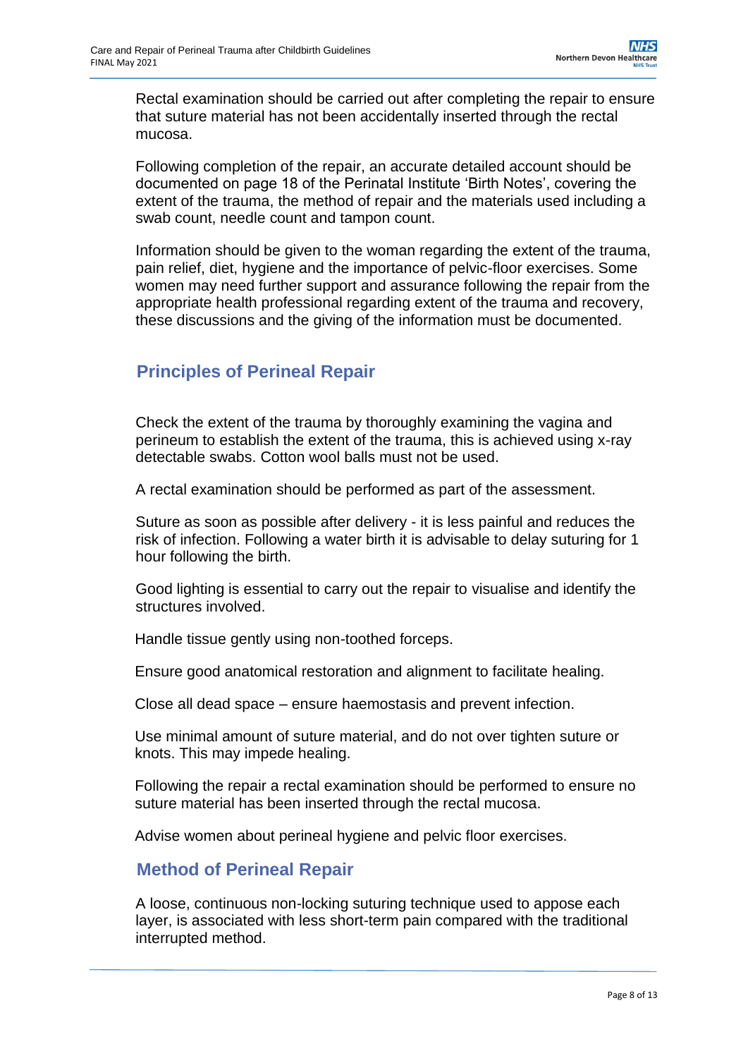Rectal examination should be carried out after completing the repair to ensure that suture material has not been accidentally inserted through the rectal mucosa.

Following completion of the repair, an accurate detailed account should be documented on page 18 of the Perinatal Institute 'Birth Notes', covering the extent of the trauma, the method of repair and the materials used including a swab count, needle count and tampon count.

Information should be given to the woman regarding the extent of the trauma, pain relief, diet, hygiene and the importance of pelvic-floor exercises. Some women may need further support and assurance following the repair from the appropriate health professional regarding extent of the trauma and recovery, these discussions and the giving of the information must be documented.

## Principles of Perineal Repair

Check the extent of the trauma by thoroughly examining the vagina and perineum to establish the extent of the trauma, this is achieved using x-ray detectable swabs. Cotton wool balls must not be used.

A rectal examination should be performed as part of the assessment.

Suture as soon as possible after delivery - it is less painful and reduces the risk of infection. Following a water birth it is advisable to delay suturing for 1 hour following the birth.

Good lighting is essential to carry out the repair to visualise and identify the structures involved.

Handle tissue gently using non-toothed forceps.

Ensure good anatomical restoration and alignment to facilitate healing.

Close all dead space – ensure haemostasis and prevent infection.

Use minimal amount of suture material, and do not over tighten suture or knots. This may impede healing.

Following the repair a rectal examination should be performed to ensure no suture material has been inserted through the rectal mucosa.

Advise women about perineal hygiene and pelvic floor exercises.

## Method of Perineal Repair

A loose, continuous non-locking suturing technique used to appose each layer, is associated with less short-term pain compared with the traditional interrupted method.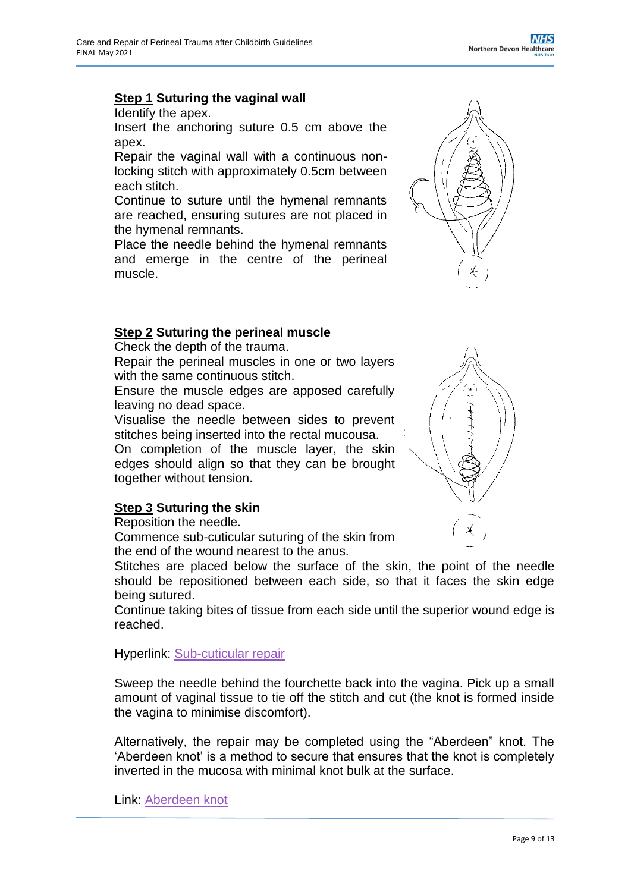### **Step 1** Suturing the vaginal wall

Identify the apex.

Insert the anchoring suture 0.5 cm above the apex.

Repair the vaginal wall with a continuous non-locking stitch with approximately 0.5cm between each stitch.

Continue to suture until the hymenal remnants are reached, ensuring sutures are not placed in the hymenal remnants.

Place the needle behind the hymenal remnants and emerge in the centre of the perineal muscle.

### **Step 2** Suturing the perineal muscle

Check the depth of the trauma.

Repair the perineal muscles in one or two layers with the same continuous stitch.

Ensure the muscle edges are apposed carefully leaving no dead space.

Visualise the needle between sides to prevent stitches being inserted into the rectal mucousa.

On completion of the muscle layer, the skin edges should align so that they can be brought together without tension.

### **Step 3** Suturing the skin

Reposition the needle.

Commence sub-cuticular suturing of the skin from the end of the wound nearest to the anus.

Stitches are placed below the surface of the skin, the point of the needle should be repositioned between each side, so that it faces the skin edge being sutured.

Continue taking bites of tissue from each side until the superior wound edge is reached.

Hyperlink: Sub-cuticular repair

Sweep the needle behind the fourchette back into the vagina. Pick up a small amount of vaginal tissue to tie off the stitch and cut (the knot is formed inside the vagina to minimise discomfort).

Alternatively, the repair may be completed using the "Aberdeen" knot. The 'Aberdeen knot' is a method to secure that ensures that the knot is completely inverted in the mucosa with minimal knot bulk at the surface.

Link: Aberdeen knot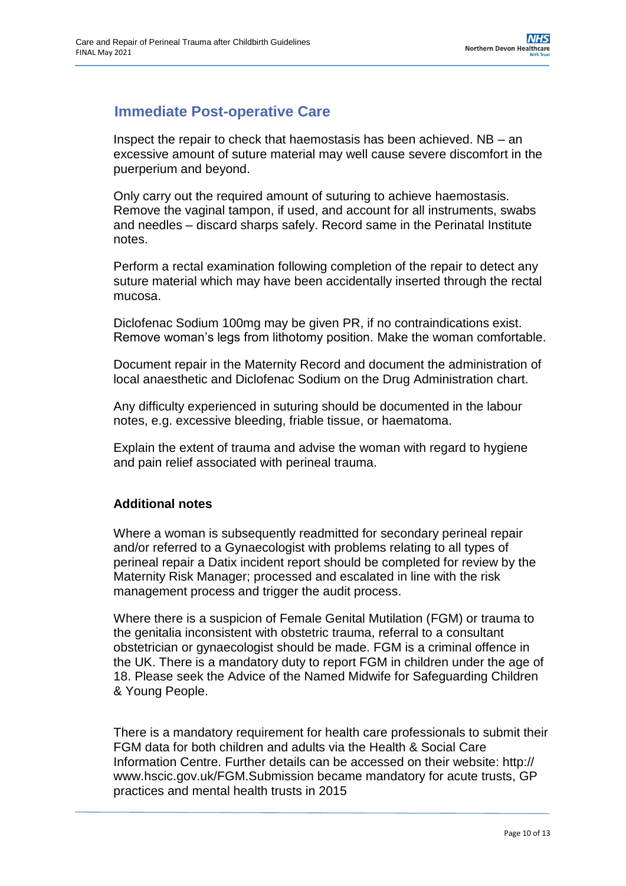## Immediate Post-operative Care

Inspect the repair to check that haemostasis has been achieved. NB – an excessive amount of suture material may well cause severe discomfort in the puerperium and beyond.

Only carry out the required amount of suturing to achieve haemostasis. Remove the vaginal tampon, if used, and account for all instruments, swabs and needles – discard sharps safely. Record same in the Perinatal Institute notes.

Perform a rectal examination following completion of the repair to detect any suture material which may have been accidentally inserted through the rectal mucosa.

Diclofenac Sodium 100mg may be given PR, if no contraindications exist. Remove woman's legs from lithotomy position. Make the woman comfortable.

Document repair in the Maternity Record and document the administration of local anaesthetic and Diclofenac Sodium on the Drug Administration chart.

Any difficulty experienced in suturing should be documented in the labour notes, e.g. excessive bleeding, friable tissue, or haematoma.

Explain the extent of trauma and advise the woman with regard to hygiene and pain relief associated with perineal trauma.

### Additional notes

Where a woman is subsequently readmitted for secondary perineal repair and/or referred to a Gynaecologist with problems relating to all types of perineal repair a Datix incident report should be completed for review by the Maternity Risk Manager; processed and escalated in line with the risk management process and trigger the audit process.

Where there is a suspicion of Female Genital Mutilation (FGM) or trauma to the genitalia inconsistent with obstetric trauma, referral to a consultant obstetrician or gynaecologist should be made. FGM is a criminal offence in the UK. There is a mandatory duty to report FGM in children under the age of 18. Please seek the Advice of the Named Midwife for Safeguarding Children & Young People.

There is a mandatory requirement for health care professionals to submit their FGM data for both children and adults via the Health & Social Care Information Centre. Further details can be accessed on their website: http:// www.hscic.gov.uk/FGM.Submission became mandatory for acute trusts, GP practices and mental health trusts in 2015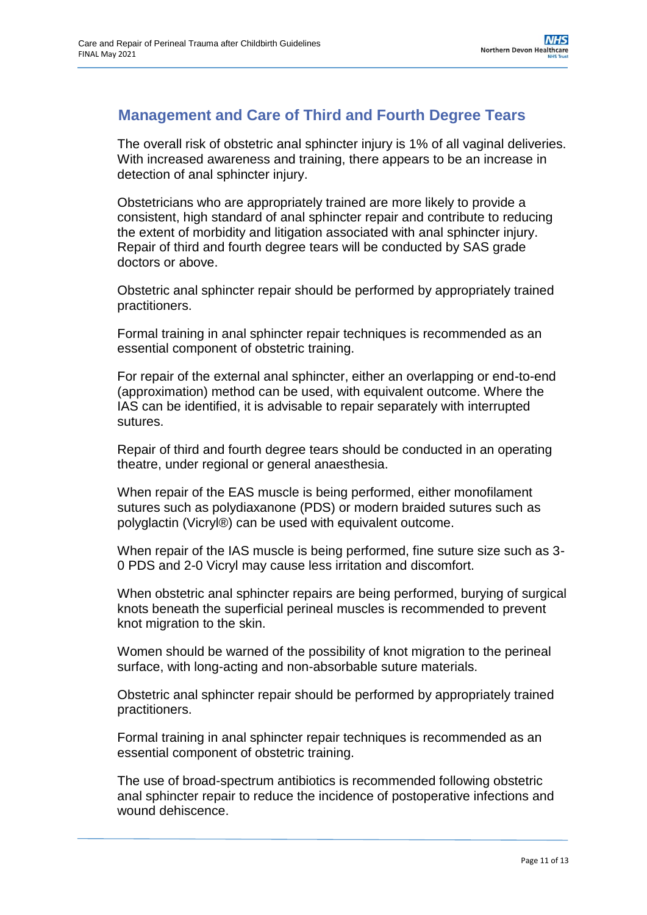## Management and Care of Third and Fourth Degree Tears

The overall risk of obstetric anal sphincter injury is 1% of all vaginal deliveries. With increased awareness and training, there appears to be an increase in detection of anal sphincter injury.

Obstetricians who are appropriately trained are more likely to provide a consistent, high standard of anal sphincter repair and contribute to reducing the extent of morbidity and litigation associated with anal sphincter injury. Repair of third and fourth degree tears will be conducted by SAS grade doctors or above.

Obstetric anal sphincter repair should be performed by appropriately trained practitioners.

Formal training in anal sphincter repair techniques is recommended as an essential component of obstetric training.

For repair of the external anal sphincter, either an overlapping or end-to-end (approximation) method can be used, with equivalent outcome. Where the IAS can be identified, it is advisable to repair separately with interrupted sutures.

Repair of third and fourth degree tears should be conducted in an operating theatre, under regional or general anaesthesia.

When repair of the EAS muscle is being performed, either monofilament sutures such as polydiaxanone (PDS) or modern braided sutures such as polyglactin (Vicryl®) can be used with equivalent outcome.

When repair of the IAS muscle is being performed, fine suture size such as 3-0 PDS and 2-0 Vicryl may cause less irritation and discomfort.

When obstetric anal sphincter repairs are being performed, burying of surgical knots beneath the superficial perineal muscles is recommended to prevent knot migration to the skin.

Women should be warned of the possibility of knot migration to the perineal surface, with long-acting and non-absorbable suture materials.

Obstetric anal sphincter repair should be performed by appropriately trained practitioners.

Formal training in anal sphincter repair techniques is recommended as an essential component of obstetric training.

The use of broad-spectrum antibiotics is recommended following obstetric anal sphincter repair to reduce the incidence of postoperative infections and wound dehiscence.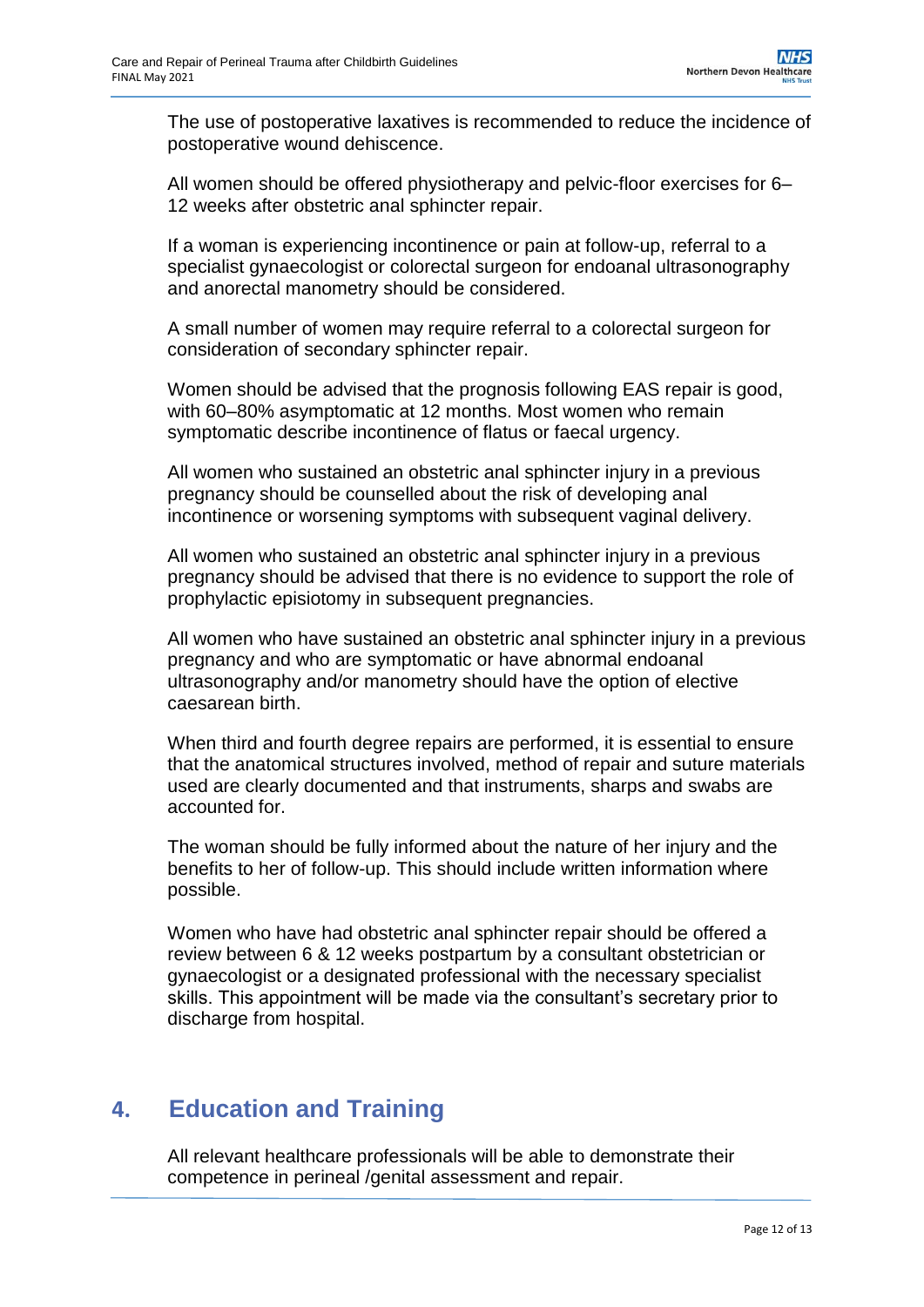The use of postoperative laxatives is recommended to reduce the incidence of postoperative wound dehiscence.

All women should be offered physiotherapy and pelvic-floor exercises for 6–12 weeks after obstetric anal sphincter repair.

If a woman is experiencing incontinence or pain at follow-up, referral to a specialist gynaecologist or colorectal surgeon for endoanal ultrasonography and anorectal manometry should be considered.

A small number of women may require referral to a colorectal surgeon for consideration of secondary sphincter repair.

Women should be advised that the prognosis following EAS repair is good, with 60–80% asymptomatic at 12 months. Most women who remain symptomatic describe incontinence of flatus or faecal urgency.

All women who sustained an obstetric anal sphincter injury in a previous pregnancy should be counselled about the risk of developing anal incontinence or worsening symptoms with subsequent vaginal delivery.

All women who sustained an obstetric anal sphincter injury in a previous pregnancy should be advised that there is no evidence to support the role of prophylactic episiotomy in subsequent pregnancies.

All women who have sustained an obstetric anal sphincter injury in a previous pregnancy and who are symptomatic or have abnormal endoanal ultrasonography and/or manometry should have the option of elective caesarean birth.

When third and fourth degree repairs are performed, it is essential to ensure that the anatomical structures involved, method of repair and suture materials used are clearly documented and that instruments, sharps and swabs are accounted for.

The woman should be fully informed about the nature of her injury and the benefits to her of follow-up. This should include written information where possible.

Women who have had obstetric anal sphincter repair should be offered a review between 6 & 12 weeks postpartum by a consultant obstetrician or gynaecologist or a designated professional with the necessary specialist skills. This appointment will be made via the consultant's secretary prior to discharge from hospital.

# 4. Education and Training

All relevant healthcare professionals will be able to demonstrate their competence in perineal /genital assessment and repair.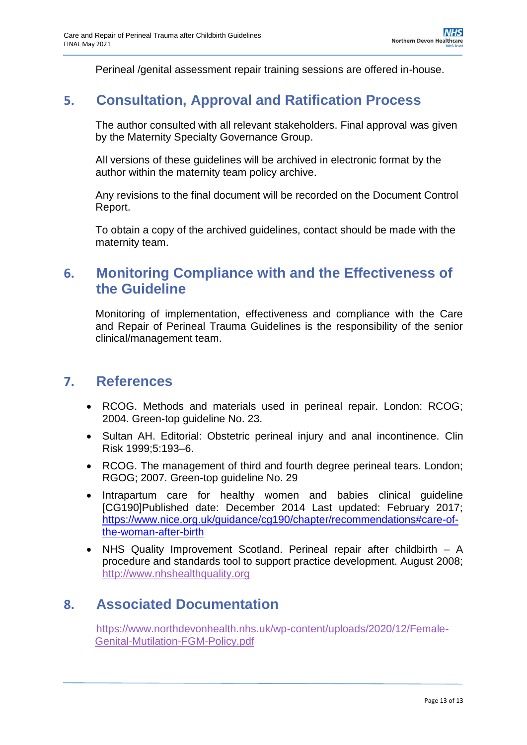Perineal /genital assessment repair training sessions are offered in-house.

## 5. Consultation, Approval and Ratification Process

The author consulted with all relevant stakeholders. Final approval was given by the Maternity Specialty Governance Group.

All versions of these guidelines will be archived in electronic format by the author within the maternity team policy archive.

Any revisions to the final document will be recorded on the Document Control Report.

To obtain a copy of the archived guidelines, contact should be made with the maternity team.

## 6. Monitoring Compliance with and the Effectiveness of the Guideline

Monitoring of implementation, effectiveness and compliance with the Care and Repair of Perineal Trauma Guidelines is the responsibility of the senior clinical/management team.

## 7. References

- RCOG. Methods and materials used in perineal repair. London: RCOG; 2004. Green-top guideline No. 23.
- Sultan AH. Editorial: Obstetric perineal injury and anal incontinence. Clin Risk 1999;5:193–6.
- RCOG. The management of third and fourth degree perineal tears. London; RGOG; 2007. Green-top guideline No. 29
- Intrapartum care for healthy women and babies clinical guideline [CG190]Published date: December 2014 Last updated: February 2017; https://www.nice.org.uk/guidance/cg190/chapter/recommendations#care-of-the-woman-after-birth
- NHS Quality Improvement Scotland. Perineal repair after childbirth – A procedure and standards tool to support practice development. August 2008; http://www.nhshealthquality.org

## 8. Associated Documentation

https://www.northdevonhealth.nhs.uk/wp-content/uploads/2020/12/Female-Genital-Mutilation-FGM-Policy.pdf